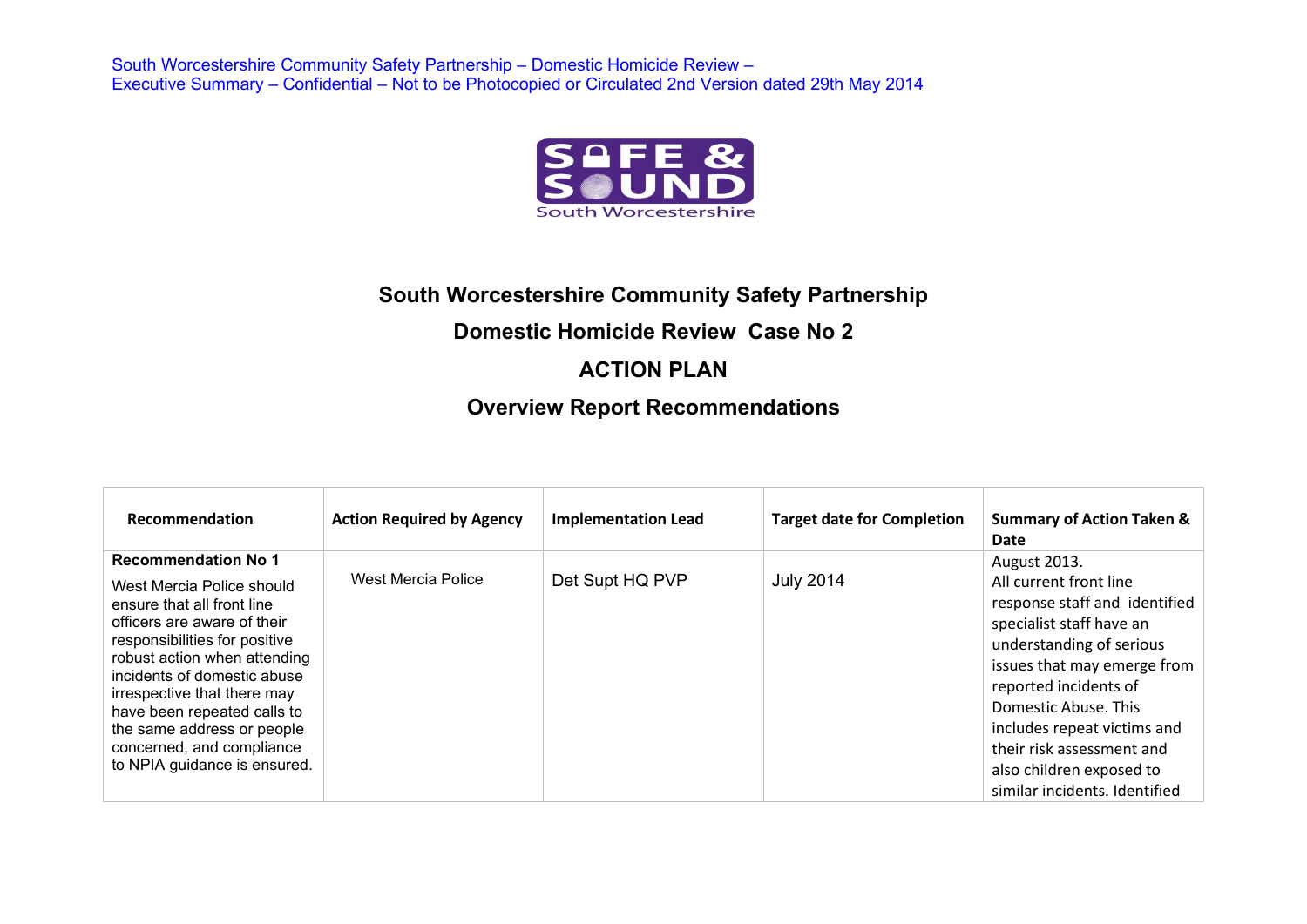South Worcestershire Community Safety Partnership – Domestic Homicide Review – Executive Summary – Confidential – Not to be Photocopied or Circulated 2nd Version dated 29th May 2014

SAFE & SOUND
South Worcestershire

# South Worcestershire Community Safety Partnership

## Domestic Homicide Review Case No 2

## ACTION PLAN

## Overview Report Recommendations

| Recommendation | Action Required by Agency | Implementation Lead | Target date for Completion | Summary of Action Taken & Date |
|---|---|---|---|---|
| **Recommendation No 1** West Mercia Police should ensure that all front line officers are aware of their responsibilities for positive robust action when attending incidents of domestic abuse irrespective that there may have been repeated calls to the same address or people concerned, and compliance to NPIA guidance is ensured. | West Mercia Police | Det Supt HQ PVP | July 2014 | August 2013. All current front line response staff and identified specialist staff have an understanding of serious issues that may emerge from reported incidents of Domestic Abuse. This includes repeat victims and their risk assessment and also children exposed to similar incidents. Identified |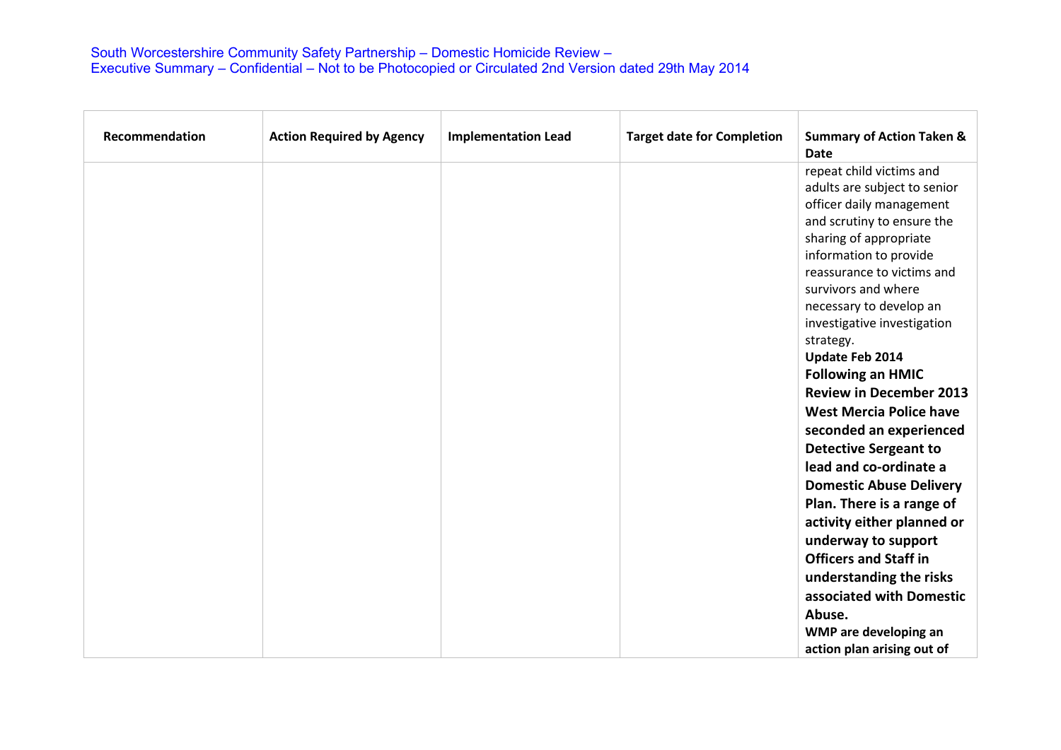| Recommendation | Action Required by Agency | Implementation Lead | Target date for Completion | Summary of Action Taken & Date |
|---|---|---|---|---|
| | | | | repeat child victims and adults are subject to senior officer daily management and scrutiny to ensure the sharing of appropriate information to provide reassurance to victims and survivors and where necessary to develop an investigative investigation strategy. **Update Feb 2014** **Following an HMIC Review in December 2013 West Mercia Police have seconded an experienced Detective Sergeant to lead and co-ordinate a Domestic Abuse Delivery Plan. There is a range of activity either planned or underway to support Officers and Staff in understanding the risks associated with Domestic Abuse.** **WMP are developing an action plan arising out of** |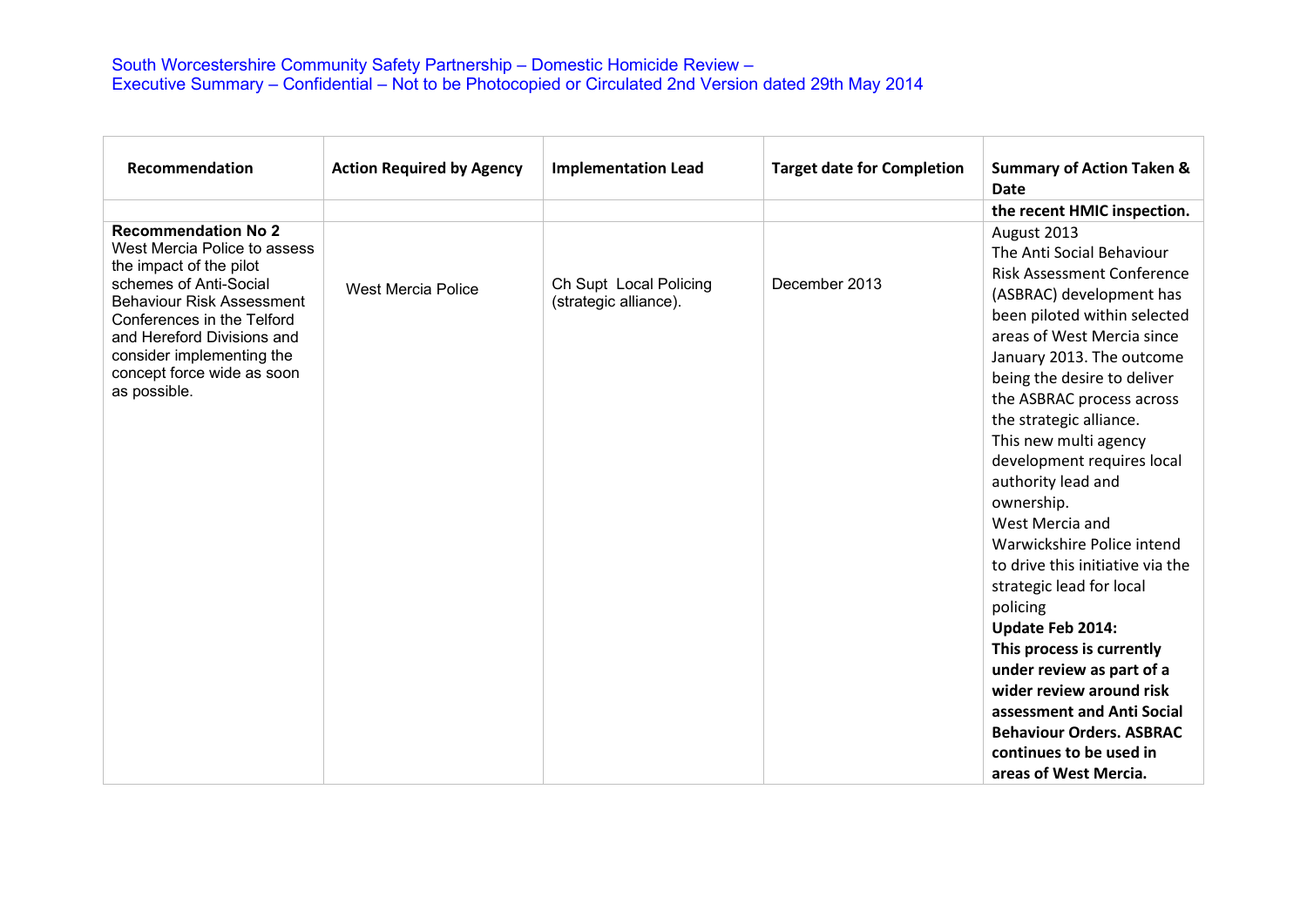| Recommendation | Action Required by Agency | Implementation Lead | Target date for Completion | Summary of Action Taken & Date |
|---|---|---|---|---|
| | | | | **the recent HMIC inspection.** |
| **Recommendation No 2** West Mercia Police to assess the impact of the pilot schemes of Anti-Social Behaviour Risk Assessment Conferences in the Telford and Hereford Divisions and consider implementing the concept force wide as soon as possible. | West Mercia Police | Ch Supt Local Policing (strategic alliance). | December 2013 | August 2013 The Anti Social Behaviour Risk Assessment Conference (ASBRAC) development has been piloted within selected areas of West Mercia since January 2013. The outcome being the desire to deliver the ASBRAC process across the strategic alliance. This new multi agency development requires local authority lead and ownership. West Mercia and Warwickshire Police intend to drive this initiative via the strategic lead for local policing **Update Feb 2014: This process is currently under review as part of a wider review around risk assessment and Anti Social Behaviour Orders. ASBRAC continues to be used in areas of West Mercia.** |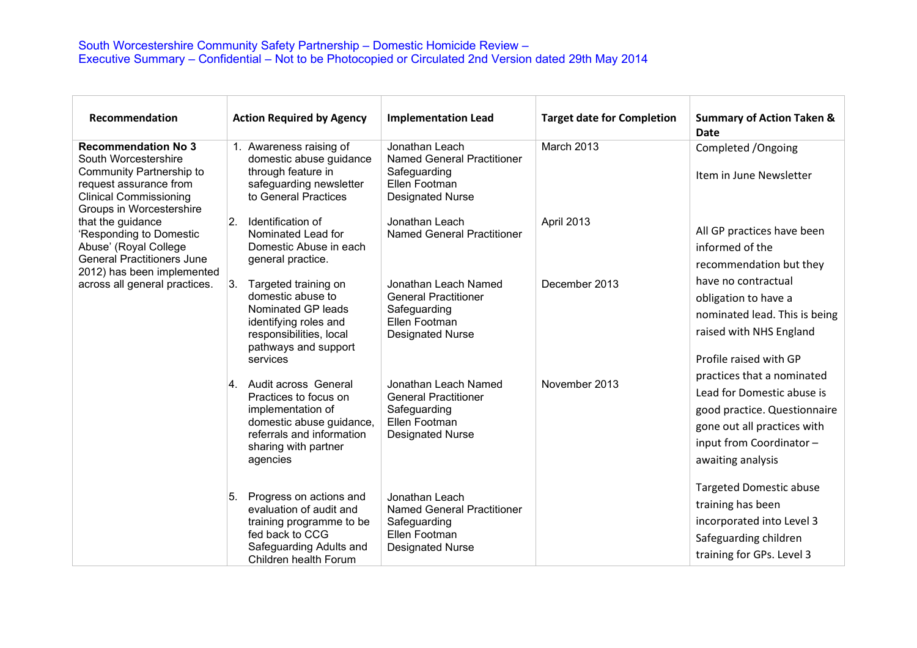| Recommendation | Action Required by Agency | Implementation Lead | Target date for Completion | Summary of Action Taken & Date |
|---|---|---|---|---|
| **Recommendation No 3** South Worcestershire Community Partnership to request assurance from Clinical Commissioning Groups in Worcestershire that the guidance 'Responding to Domestic Abuse' (Royal College General Practitioners June 2012) has been implemented across all general practices. | 1. Awareness raising of domestic abuse guidance through feature in safeguarding newsletter to General Practices | Jonathan Leach Named General Practitioner Safeguarding Ellen Footman Designated Nurse | March 2013 | Completed /Ongoing<br><br>Item in June Newsletter |
| | 2. Identification of Nominated Lead for Domestic Abuse in each general practice. | Jonathan Leach Named General Practitioner | April 2013 | All GP practices have been informed of the recommendation but they have no contractual obligation to have a nominated lead. This is being raised with NHS England<br><br>Profile raised with GP practices that a nominated Lead for Domestic abuse is good practice. Questionnaire gone out all practices with input from Coordinator – awaiting analysis |
| | 3. Targeted training on domestic abuse to Nominated GP leads identifying roles and responsibilities, local pathways and support services | Jonathan Leach Named General Practitioner Safeguarding Ellen Footman Designated Nurse | December 2013 | |
| | 4. Audit across General Practices to focus on implementation of domestic abuse guidance, referrals and information sharing with partner agencies | Jonathan Leach Named General Practitioner Safeguarding Ellen Footman Designated Nurse | November 2013 | |
| | 5. Progress on actions and evaluation of audit and training programme to be fed back to CCG Safeguarding Adults and Children health Forum | Jonathan Leach Named General Practitioner Safeguarding Ellen Footman Designated Nurse | | Targeted Domestic abuse training has been incorporated into Level 3 Safeguarding children training for GPs. Level 3 |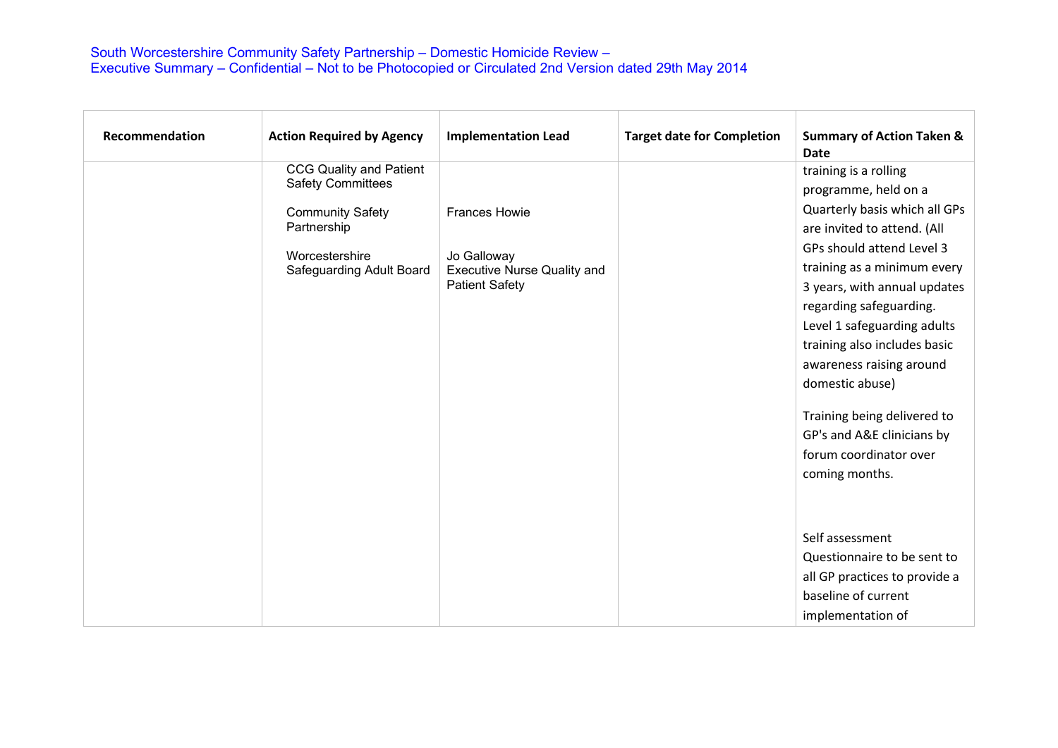| Recommendation | Action Required by Agency | Implementation Lead | Target date for Completion | Summary of Action Taken & Date |
|---|---|---|---|---|
| | CCG Quality and Patient Safety Committees<br><br>Community Safety Partnership<br><br>Worcestershire Safeguarding Adult Board | <br><br>Frances Howie<br><br>Jo Galloway Executive Nurse Quality and Patient Safety | | training is a rolling programme, held on a Quarterly basis which all GPs are invited to attend. (All GPs should attend Level 3 training as a minimum every 3 years, with annual updates regarding safeguarding. Level 1 safeguarding adults training also includes basic awareness raising around domestic abuse)<br><br>Training being delivered to GP's and A&E clinicians by forum coordinator over coming months.<br><br>Self assessment Questionnaire to be sent to all GP practices to provide a baseline of current implementation of |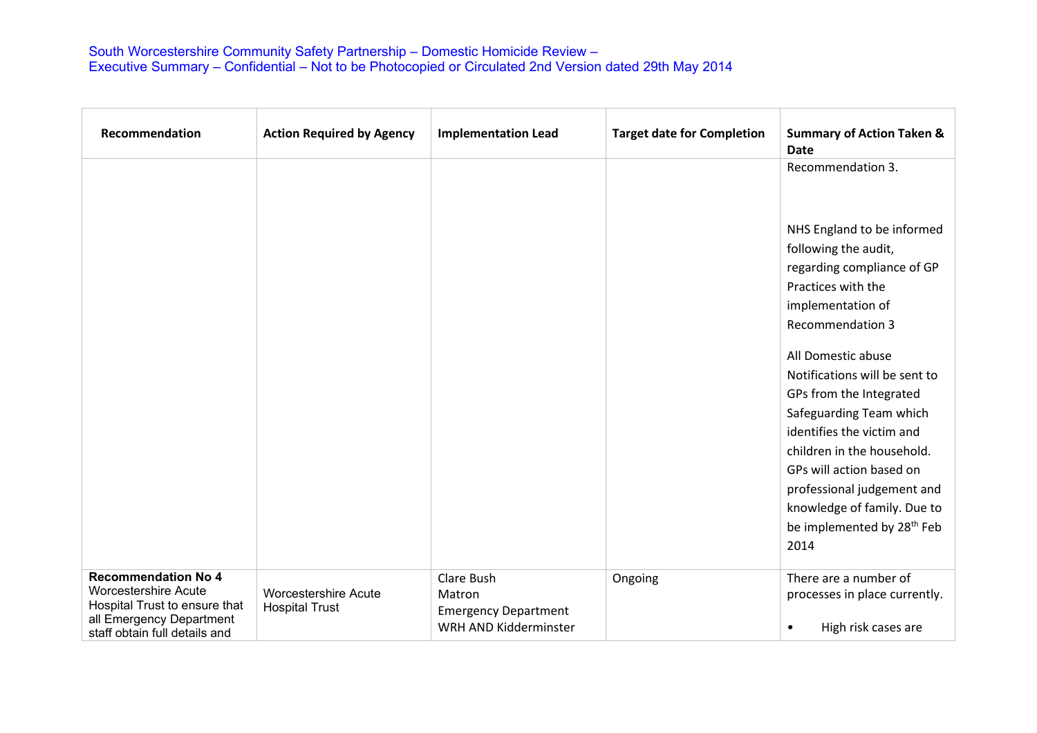| Recommendation | Action Required by Agency | Implementation Lead | Target date for Completion | Summary of Action Taken & Date |
|---|---|---|---|---|
| | | | | Recommendation 3.<br><br>NHS England to be informed following the audit, regarding compliance of GP Practices with the implementation of Recommendation 3<br><br>All Domestic abuse Notifications will be sent to GPs from the Integrated Safeguarding Team which identifies the victim and children in the household. GPs will action based on professional judgement and knowledge of family. Due to be implemented by 28th Feb 2014 |
| **Recommendation No 4** Worcestershire Acute Hospital Trust to ensure that all Emergency Department staff obtain full details and | Worcestershire Acute Hospital Trust | Clare Bush<br>Matron<br>Emergency Department<br>WRH AND Kidderminster | Ongoing | There are a number of processes in place currently.<br><br>• High risk cases are |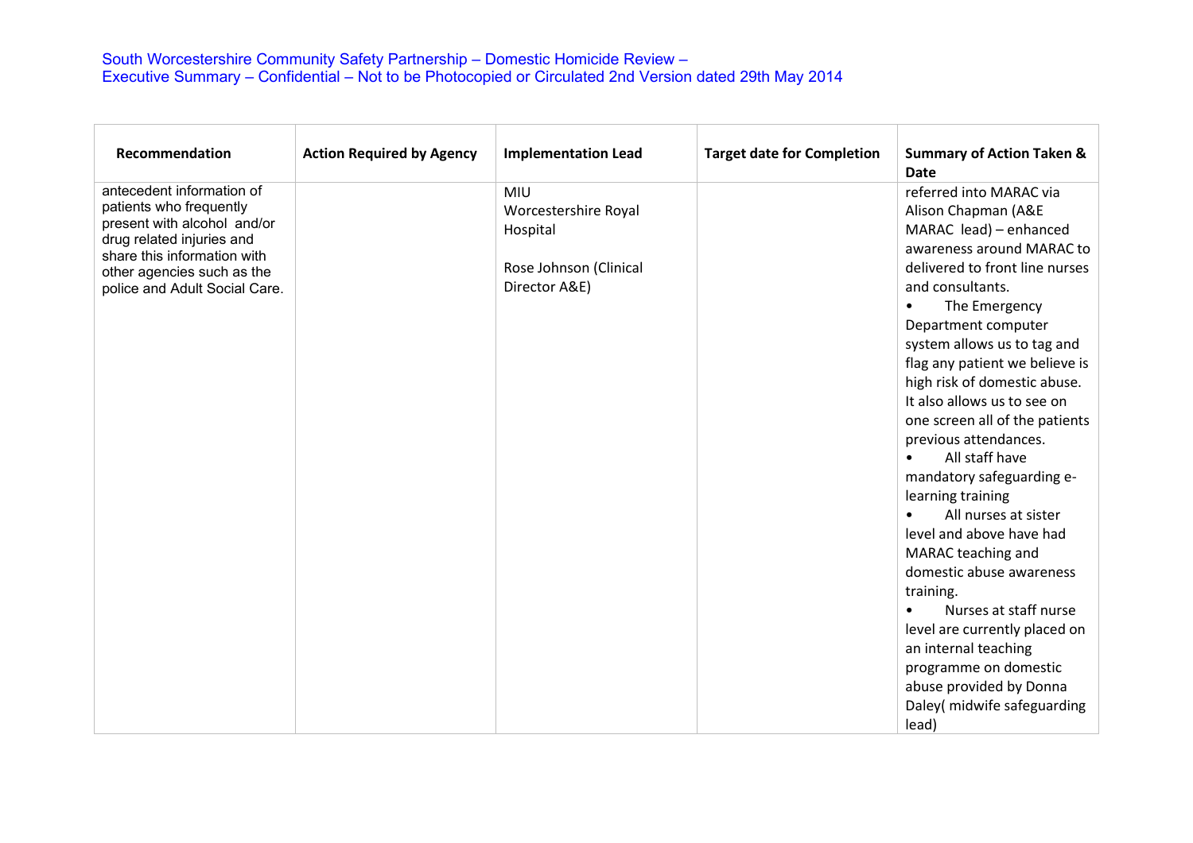| Recommendation | Action Required by Agency | Implementation Lead | Target date for Completion | Summary of Action Taken & Date |
|---|---|---|---|---|
| antecedent information of patients who frequently present with alcohol and/or drug related injuries and share this information with other agencies such as the police and Adult Social Care. | | MIU Worcestershire Royal Hospital<br><br>Rose Johnson (Clinical Director A&E) | | referred into MARAC via Alison Chapman (A&E MARAC lead) – enhanced awareness around MARAC to delivered to front line nurses and consultants.<br>• The Emergency Department computer system allows us to tag and flag any patient we believe is high risk of domestic abuse. It also allows us to see on one screen all of the patients previous attendances.<br>• All staff have mandatory safeguarding e-learning training<br>• All nurses at sister level and above have had MARAC teaching and domestic abuse awareness training.<br>• Nurses at staff nurse level are currently placed on an internal teaching programme on domestic abuse provided by Donna Daley( midwife safeguarding lead) |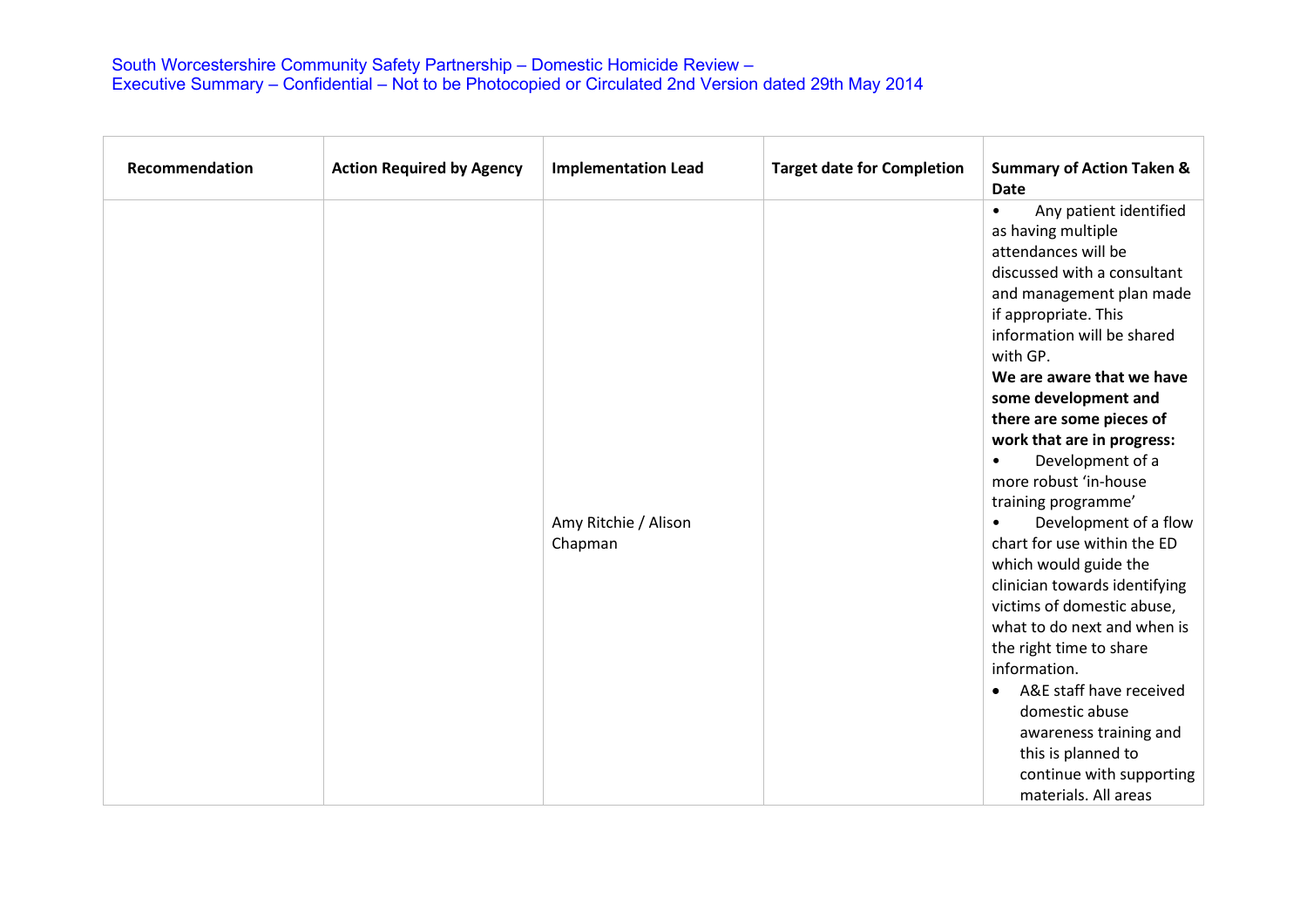| Recommendation | Action Required by Agency | Implementation Lead | Target date for Completion | Summary of Action Taken & Date |
|---|---|---|---|---|
| | | Amy Ritchie / Alison Chapman | | • Any patient identified as having multiple attendances will be discussed with a consultant and management plan made if appropriate. This information will be shared with GP.<br>**We are aware that we have some development and there are some pieces of work that are in progress:**<br>• Development of a more robust 'in-house training programme'<br>• Development of a flow chart for use within the ED which would guide the clinician towards identifying victims of domestic abuse, what to do next and when is the right time to share information.<br>• A&E staff have received domestic abuse awareness training and this is planned to continue with supporting materials. All areas |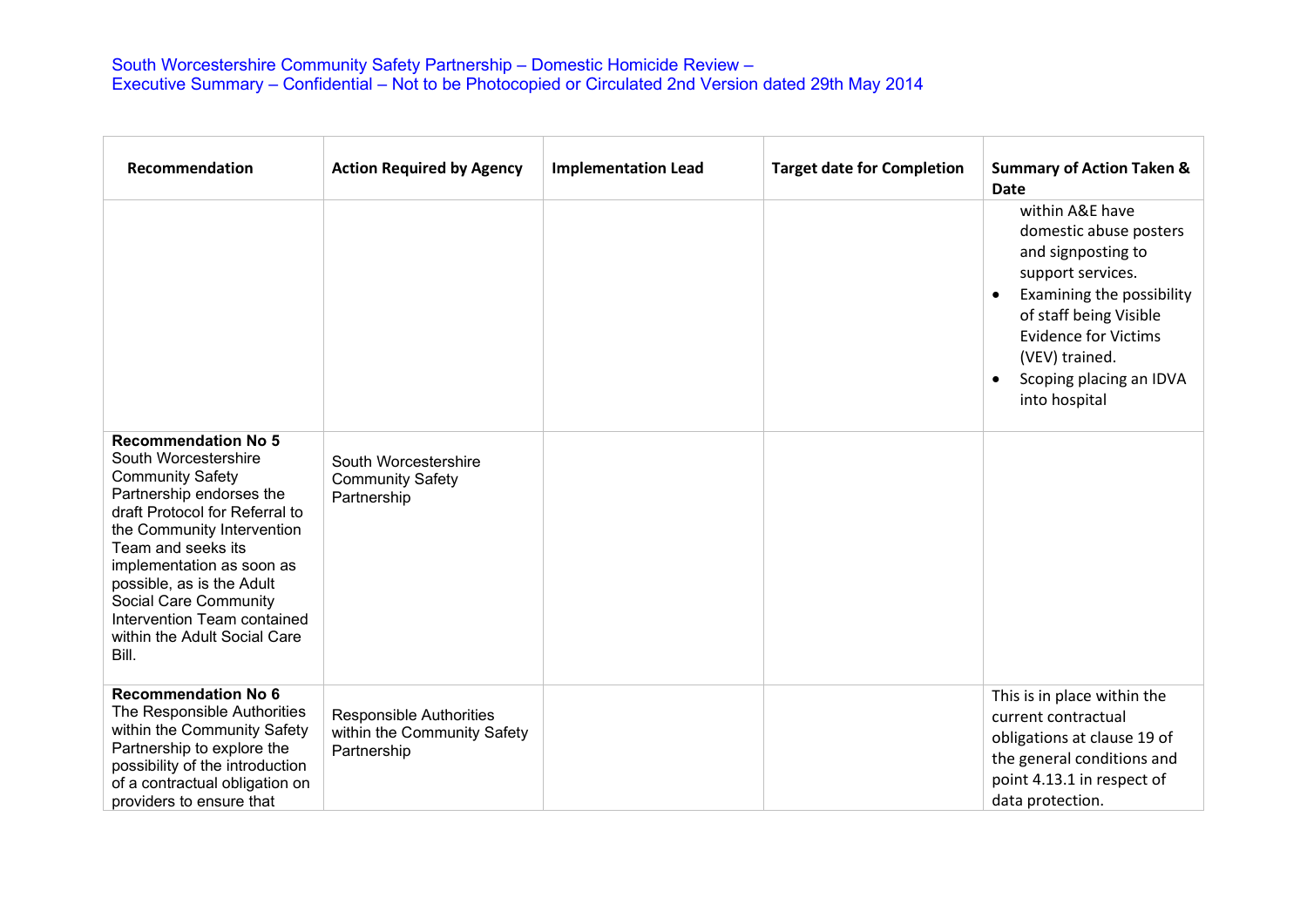| Recommendation | Action Required by Agency | Implementation Lead | Target date for Completion | Summary of Action Taken & Date |
|---|---|---|---|---|
| | | | | within A&E have domestic abuse posters and signposting to support services. <br>• Examining the possibility of staff being Visible Evidence for Victims (VEV) trained. <br>• Scoping placing an IDVA into hospital |
| **Recommendation No 5** South Worcestershire Community Safety Partnership endorses the draft Protocol for Referral to the Community Intervention Team and seeks its implementation as soon as possible, as is the Adult Social Care Community Intervention Team contained within the Adult Social Care Bill. | South Worcestershire Community Safety Partnership | | | |
| **Recommendation No 6** The Responsible Authorities within the Community Safety Partnership to explore the possibility of the introduction of a contractual obligation on providers to ensure that | Responsible Authorities within the Community Safety Partnership | | | This is in place within the current contractual obligations at clause 19 of the general conditions and point 4.13.1 in respect of data protection. |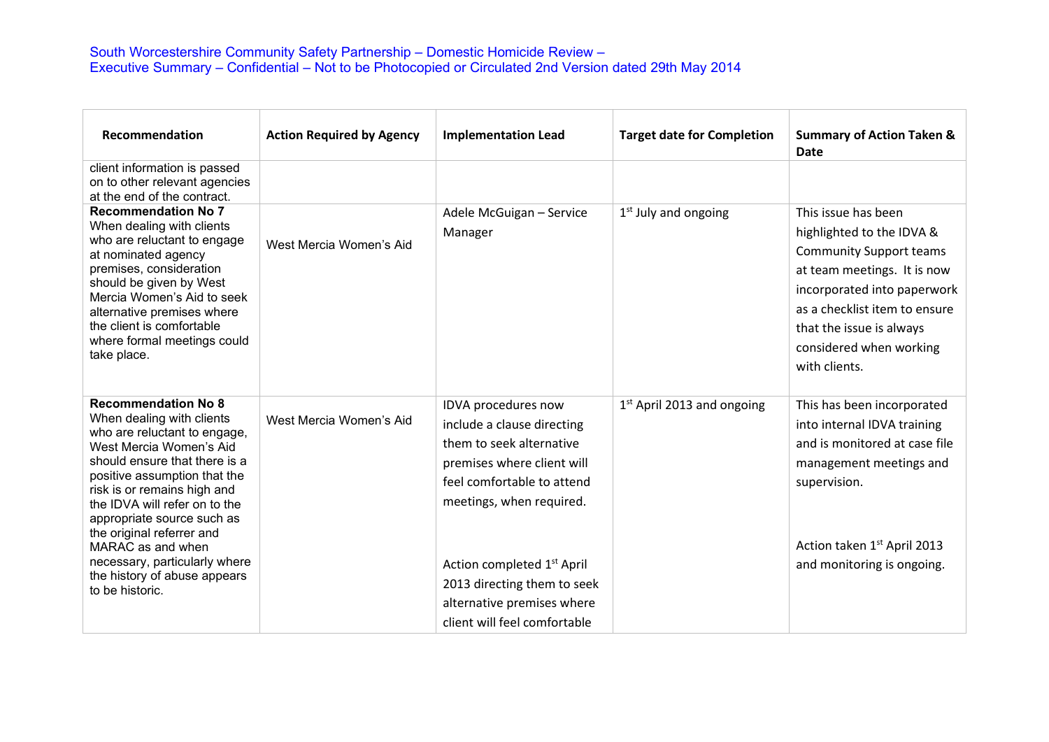| Recommendation | Action Required by Agency | Implementation Lead | Target date for Completion | Summary of Action Taken & Date |
|---|---|---|---|---|
| client information is passed on to other relevant agencies at the end of the contract. | | | | |
| **Recommendation No 7** When dealing with clients who are reluctant to engage at nominated agency premises, consideration should be given by West Mercia Women's Aid to seek alternative premises where the client is comfortable where formal meetings could take place. | West Mercia Women's Aid | Adele McGuigan – Service Manager | 1st July and ongoing | This issue has been highlighted to the IDVA & Community Support teams at team meetings. It is now incorporated into paperwork as a checklist item to ensure that the issue is always considered when working with clients. |
| **Recommendation No 8** When dealing with clients who are reluctant to engage, West Mercia Women's Aid should ensure that there is a positive assumption that the risk is or remains high and the IDVA will refer on to the appropriate source such as the original referrer and MARAC as and when necessary, particularly where the history of abuse appears to be historic. | West Mercia Women's Aid | IDVA procedures now include a clause directing them to seek alternative premises where client will feel comfortable to attend meetings, when required.<br><br>Action completed 1st April 2013 directing them to seek alternative premises where client will feel comfortable | 1st April 2013 and ongoing | This has been incorporated into internal IDVA training and is monitored at case file management meetings and supervision.<br><br>Action taken 1st April 2013 and monitoring is ongoing. |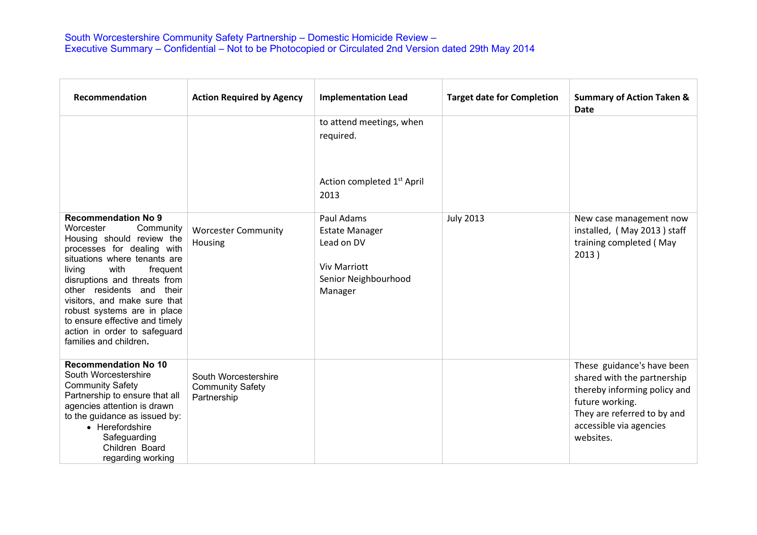| Recommendation | Action Required by Agency | Implementation Lead | Target date for Completion | Summary of Action Taken & Date |
|---|---|---|---|---|
| | | to attend meetings, when required.<br><br>Action completed 1st April 2013 | | |
| **Recommendation No 9**<br>Worcester Community Housing should review the processes for dealing with situations where tenants are living with frequent disruptions and threats from other residents and their visitors, and make sure that robust systems are in place to ensure effective and timely action in order to safeguard families and children**.** | Worcester Community Housing | Paul Adams<br>Estate Manager<br>Lead on DV<br><br>Viv Marriott<br>Senior Neighbourhood Manager | July 2013 | New case management now installed, ( May 2013 ) staff training completed ( May 2013 ) |
| **Recommendation No 10**<br>South Worcestershire Community Safety Partnership to ensure that all agencies attention is drawn to the guidance as issued by:<br>• Herefordshire Safeguarding Children Board regarding working | South Worcestershire Community Safety Partnership | | | These guidance's have been shared with the partnership thereby informing policy and future working.<br>They are referred to by and accessible via agencies websites. |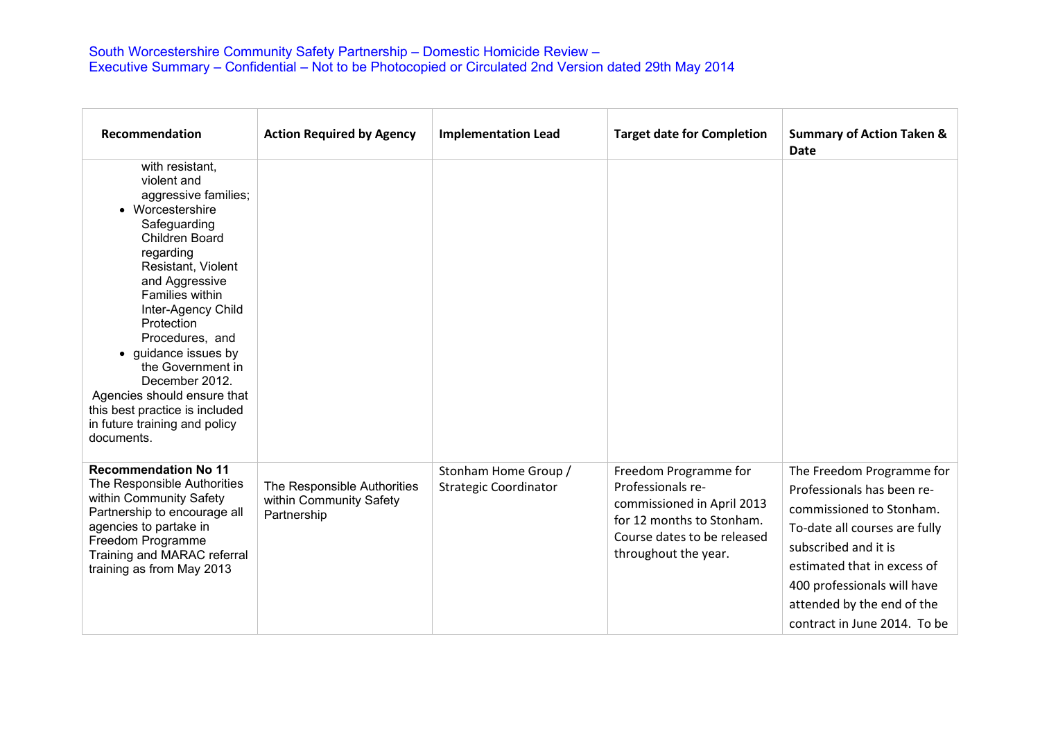| Recommendation | Action Required by Agency | Implementation Lead | Target date for Completion | Summary of Action Taken & Date |
|---|---|---|---|---|
| with resistant, violent and aggressive families;<br>• Worcestershire Safeguarding Children Board regarding Resistant, Violent and Aggressive Families within Inter-Agency Child Protection Procedures, and<br>• guidance issues by the Government in December 2012.<br>Agencies should ensure that this best practice is included in future training and policy documents. | | | | |
| **Recommendation No 11**<br>The Responsible Authorities within Community Safety Partnership to encourage all agencies to partake in Freedom Programme Training and MARAC referral training as from May 2013 | The Responsible Authorities within Community Safety Partnership | Stonham Home Group / Strategic Coordinator | Freedom Programme for Professionals re-commissioned in April 2013 for 12 months to Stonham. Course dates to be released throughout the year. | The Freedom Programme for Professionals has been re-commissioned to Stonham. To-date all courses are fully subscribed and it is estimated that in excess of 400 professionals will have attended by the end of the contract in June 2014. To be |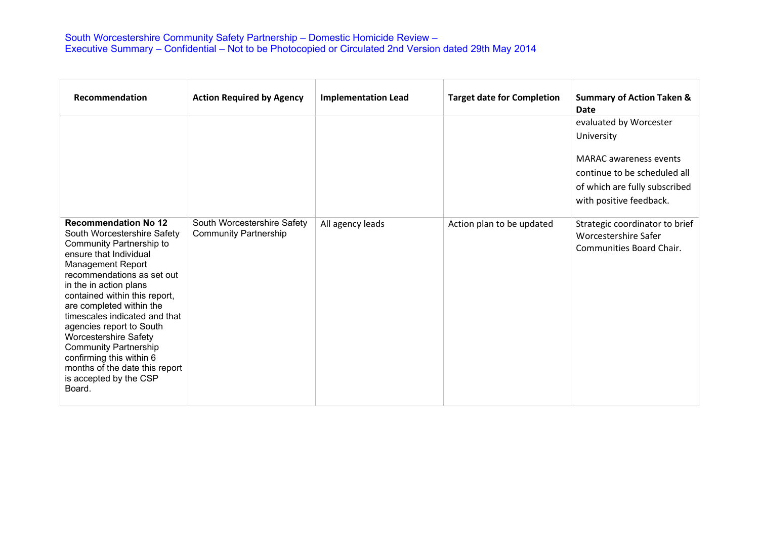| Recommendation | Action Required by Agency | Implementation Lead | Target date for Completion | Summary of Action Taken & Date |
|---|---|---|---|---|
| | | | | evaluated by Worcester University<br><br>MARAC awareness events continue to be scheduled all of which are fully subscribed with positive feedback. |
| **Recommendation No 12**<br>South Worcestershire Safety Community Partnership to ensure that Individual Management Report recommendations as set out in the in action plans contained within this report, are completed within the timescales indicated and that agencies report to South Worcestershire Safety Community Partnership confirming this within 6 months of the date this report is accepted by the CSP Board. | South Worcestershire Safety Community Partnership | All agency leads | Action plan to be updated | Strategic coordinator to brief Worcestershire Safer Communities Board Chair. |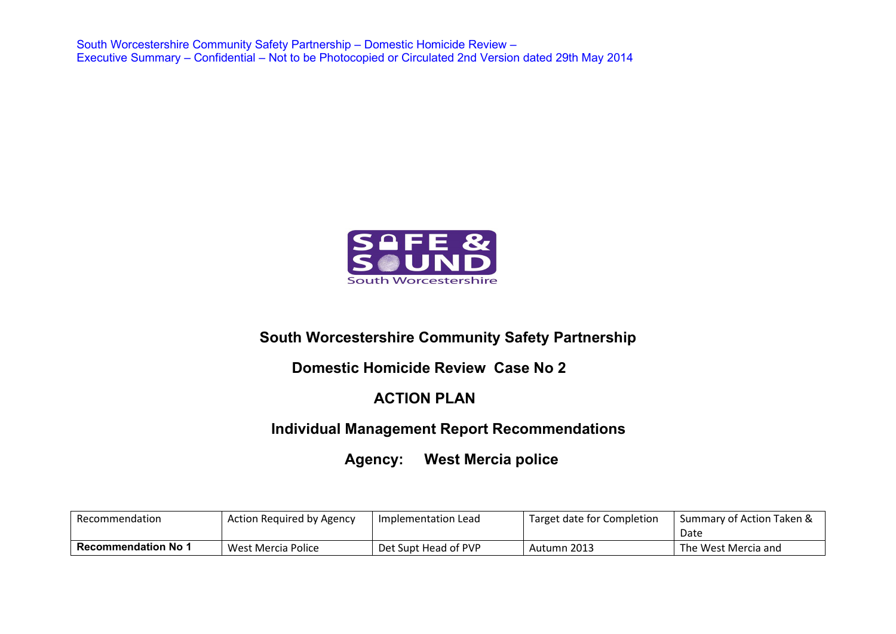**South Worcestershire Community Safety Partnership**

**Domestic Homicide Review Case No 2**

**ACTION PLAN**

**Individual Management Report Recommendations**

**Agency: West Mercia police**

| Recommendation | Action Required by Agency | Implementation Lead | Target date for Completion | Summary of Action Taken & Date |
|---|---|---|---|---|
| **Recommendation No 1** | West Mercia Police | Det Supt Head of PVP | Autumn 2013 | The West Mercia and |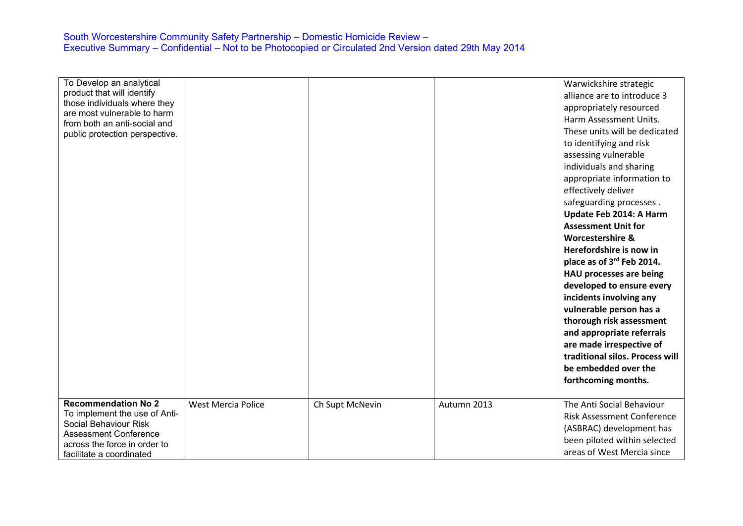| | | | | |
|---|---|---|---|---|
| To Develop an analytical product that will identify those individuals where they are most vulnerable to harm from both an anti-social and public protection perspective. | | | | Warwickshire strategic alliance are to introduce 3 appropriately resourced Harm Assessment Units. These units will be dedicated to identifying and risk assessing vulnerable individuals and sharing appropriate information to effectively deliver safeguarding processes . **Update Feb 2014: A Harm Assessment Unit for Worcestershire & Herefordshire is now in place as of 3rd Feb 2014. HAU processes are being developed to ensure every incidents involving any vulnerable person has a thorough risk assessment and appropriate referrals are made irrespective of traditional silos. Process will be embedded over the forthcoming months.** |
| **Recommendation No 2** To implement the use of Anti-Social Behaviour Risk Assessment Conference across the force in order to facilitate a coordinated | West Mercia Police | Ch Supt McNevin | Autumn 2013 | The Anti Social Behaviour Risk Assessment Conference (ASBRAC) development has been piloted within selected areas of West Mercia since |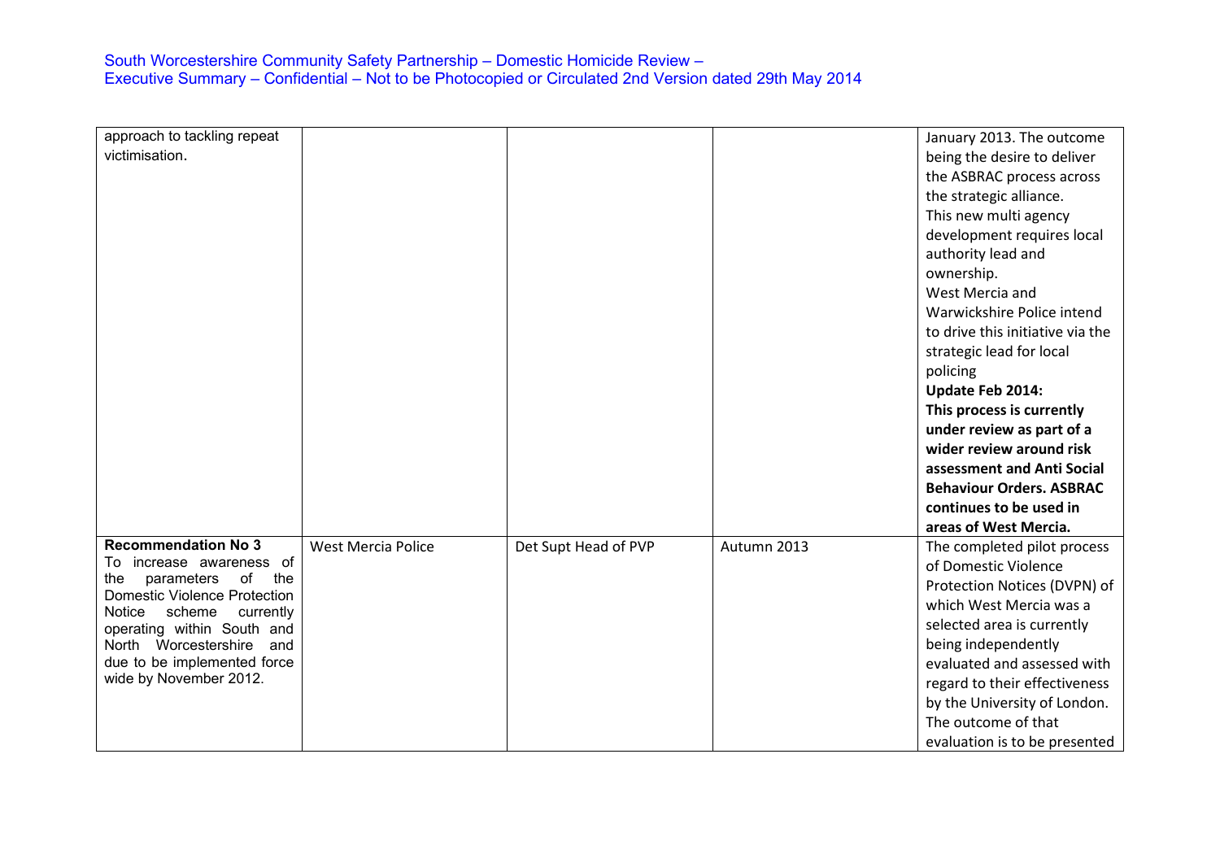| | | | | |
|---|---|---|---|---|
| approach to tackling repeat victimisation. | | | | January 2013. The outcome being the desire to deliver the ASBRAC process across the strategic alliance.<br>This new multi agency development requires local authority lead and ownership.<br>West Mercia and Warwickshire Police intend to drive this initiative via the strategic lead for local policing<br>**Update Feb 2014:**<br>**This process is currently under review as part of a wider review around risk assessment and Anti Social Behaviour Orders. ASBRAC continues to be used in areas of West Mercia.** |
| **Recommendation No 3**<br>To increase awareness of the parameters of the Domestic Violence Protection Notice scheme currently operating within South and North Worcestershire and due to be implemented force wide by November 2012. | West Mercia Police | Det Supt Head of PVP | Autumn 2013 | The completed pilot process of Domestic Violence Protection Notices (DVPN) of which West Mercia was a selected area is currently being independently evaluated and assessed with regard to their effectiveness by the University of London. The outcome of that evaluation is to be presented |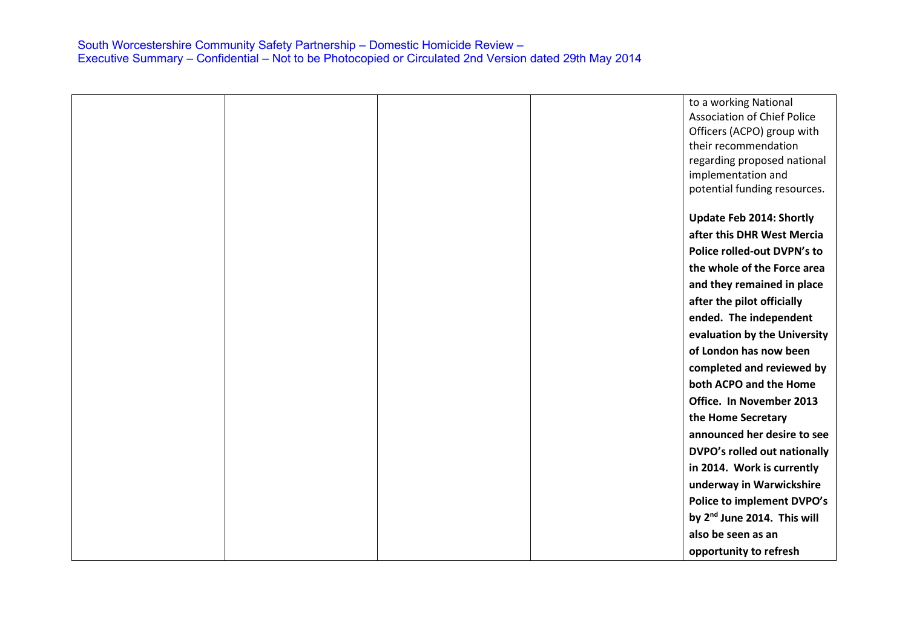| | | | | |
|---|---|---|---|---|
| | | | | to a working National Association of Chief Police Officers (ACPO) group with their recommendation regarding proposed national implementation and potential funding resources.<br><br>**Update Feb 2014: Shortly after this DHR West Mercia Police rolled-out DVPN's to the whole of the Force area and they remained in place after the pilot officially ended. The independent evaluation by the University of London has now been completed and reviewed by both ACPO and the Home Office. In November 2013 the Home Secretary announced her desire to see DVPO's rolled out nationally in 2014. Work is currently underway in Warwickshire Police to implement DVPO's by 2nd June 2014. This will also be seen as an opportunity to refresh** |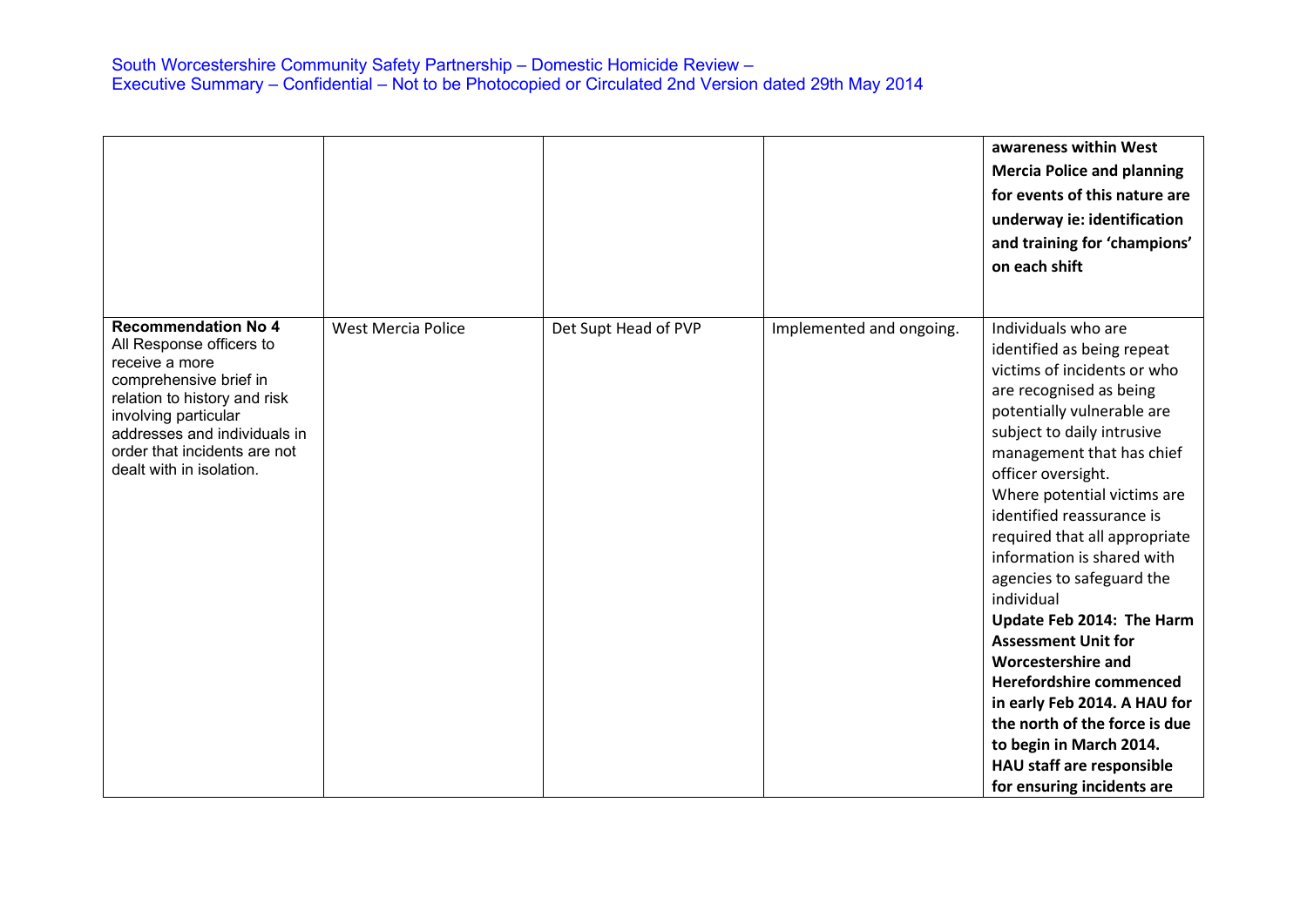| | | | | |
|---|---|---|---|---|
| | | | | **awareness within West Mercia Police and planning for events of this nature are underway ie: identification and training for 'champions' on each shift** |
| **Recommendation No 4**<br>All Response officers to receive a more comprehensive brief in relation to history and risk involving particular addresses and individuals in order that incidents are not dealt with in isolation. | West Mercia Police | Det Supt Head of PVP | Implemented and ongoing. | Individuals who are identified as being repeat victims of incidents or who are recognised as being potentially vulnerable are subject to daily intrusive management that has chief officer oversight.<br>Where potential victims are identified reassurance is required that all appropriate information is shared with agencies to safeguard the individual<br>**Update Feb 2014: The Harm Assessment Unit for Worcestershire and Herefordshire commenced in early Feb 2014. A HAU for the north of the force is due to begin in March 2014. HAU staff are responsible for ensuring incidents are** |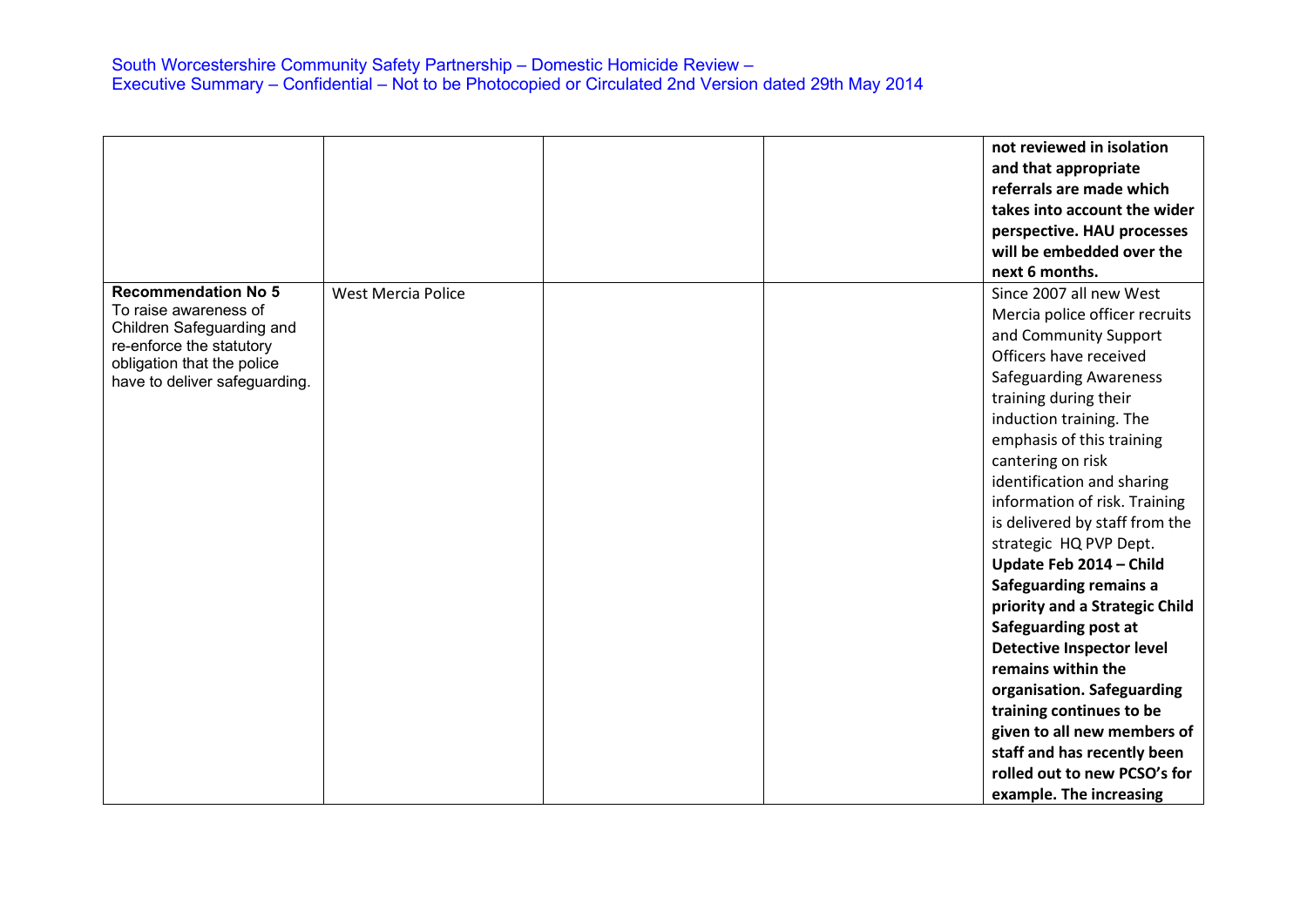|  |  |  |  |  |
|---|---|---|---|---|
|  |  |  |  | **not reviewed in isolation and that appropriate referrals are made which takes into account the wider perspective. HAU processes will be embedded over the next 6 months.** |
| **Recommendation No 5** To raise awareness of Children Safeguarding and re-enforce the statutory obligation that the police have to deliver safeguarding. | West Mercia Police |  |  | Since 2007 all new West Mercia police officer recruits and Community Support Officers have received Safeguarding Awareness training during their induction training. The emphasis of this training cantering on risk identification and sharing information of risk. Training is delivered by staff from the strategic HQ PVP Dept. **Update Feb 2014 – Child Safeguarding remains a priority and a Strategic Child Safeguarding post at Detective Inspector level remains within the organisation. Safeguarding training continues to be given to all new members of staff and has recently been rolled out to new PCSO's for example. The increasing** |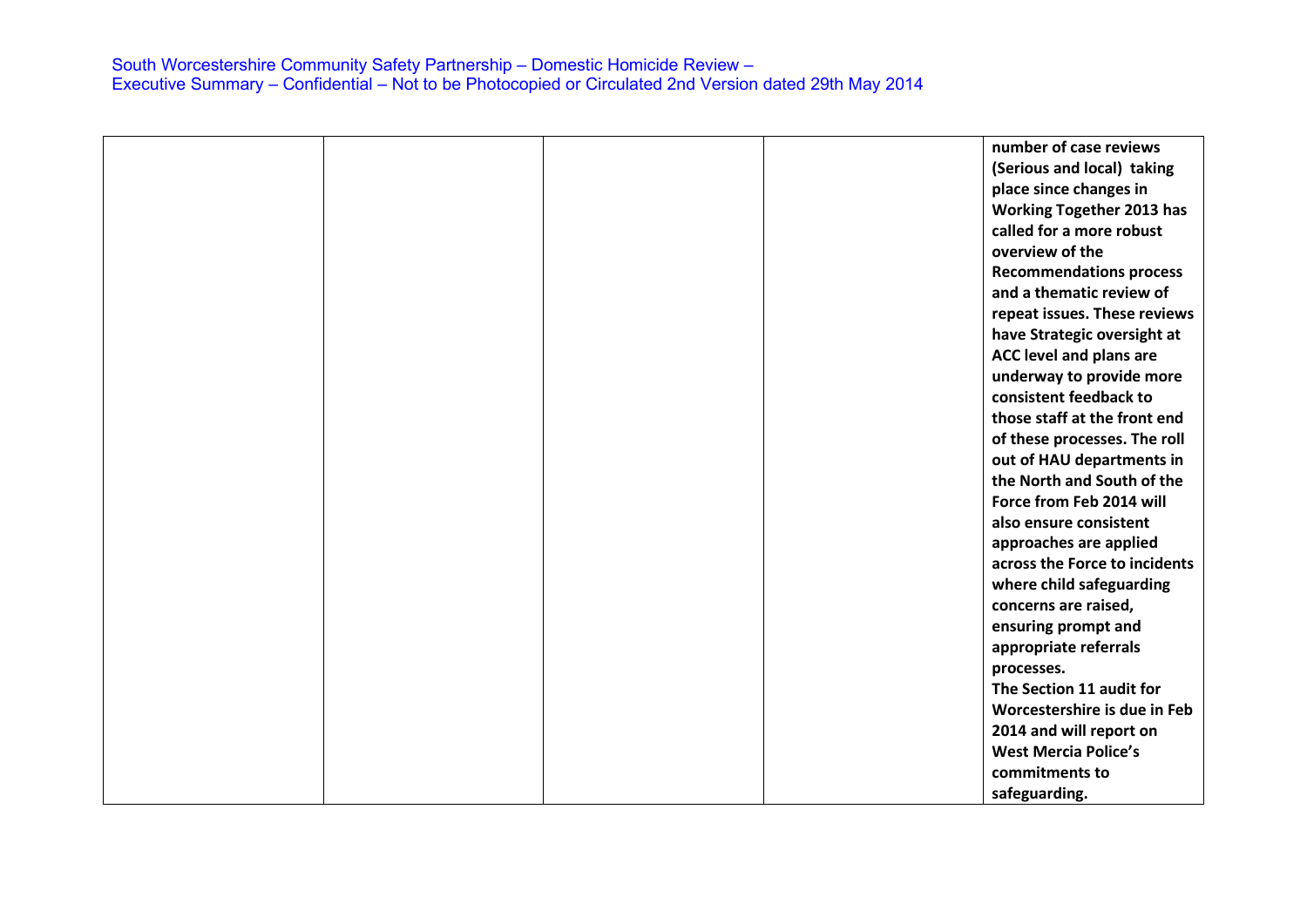|  |  |  |  |  |
|---|---|---|---|---|
|  |  |  |  | **number of case reviews (Serious and local) taking place since changes in Working Together 2013 has called for a more robust overview of the Recommendations process and a thematic review of repeat issues. These reviews have Strategic oversight at ACC level and plans are underway to provide more consistent feedback to those staff at the front end of these processes. The roll out of HAU departments in the North and South of the Force from Feb 2014 will also ensure consistent approaches are applied across the Force to incidents where child safeguarding concerns are raised, ensuring prompt and appropriate referrals processes.**<br>**The Section 11 audit for Worcestershire is due in Feb 2014 and will report on West Mercia Police's commitments to safeguarding.** |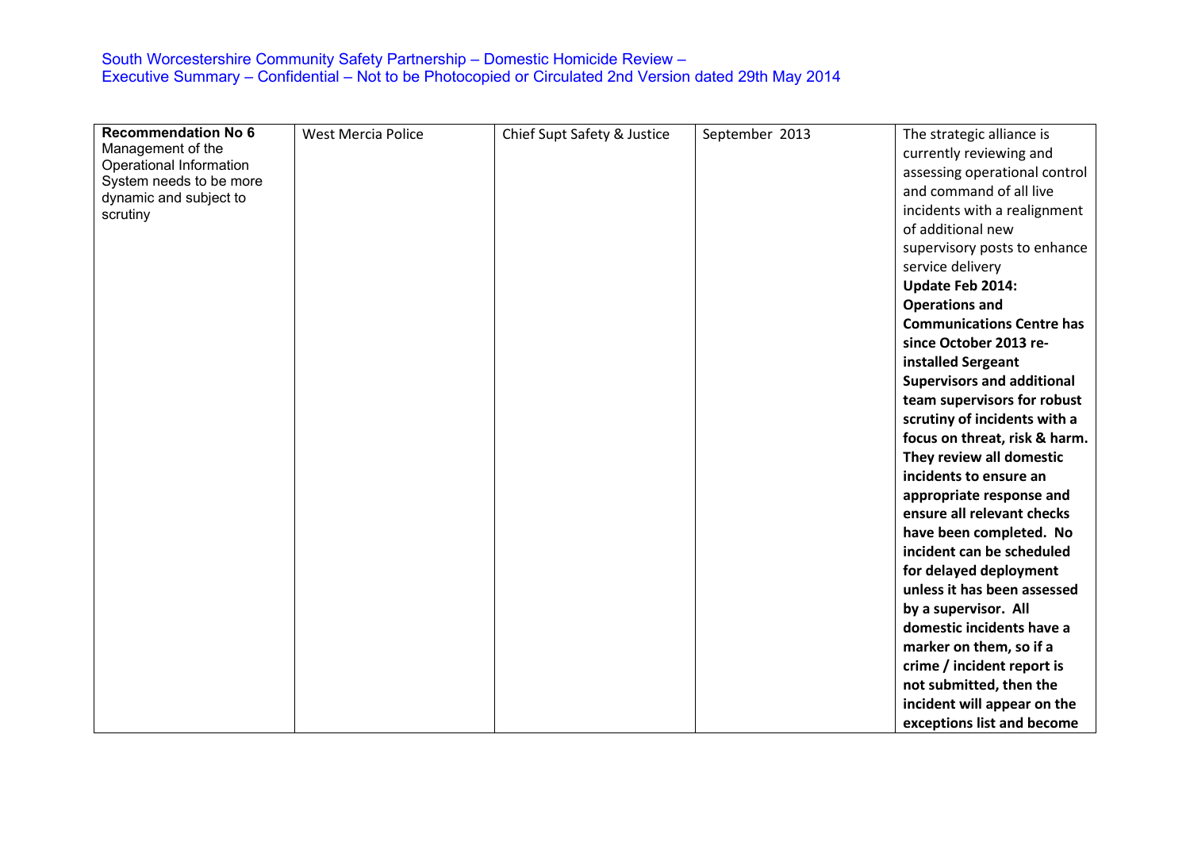| **Recommendation No 6** Management of the Operational Information System needs to be more dynamic and subject to scrutiny | West Mercia Police | Chief Supt Safety & Justice | September 2013 | The strategic alliance is currently reviewing and assessing operational control and command of all live incidents with a realignment of additional new supervisory posts to enhance service delivery **Update Feb 2014: Operations and Communications Centre has since October 2013 re-installed Sergeant Supervisors and additional team supervisors for robust scrutiny of incidents with a focus on threat, risk & harm. They review all domestic incidents to ensure an appropriate response and ensure all relevant checks have been completed. No incident can be scheduled for delayed deployment unless it has been assessed by a supervisor. All domestic incidents have a marker on them, so if a crime / incident report is not submitted, then the incident will appear on the exceptions list and become** |
|---|---|---|---|---|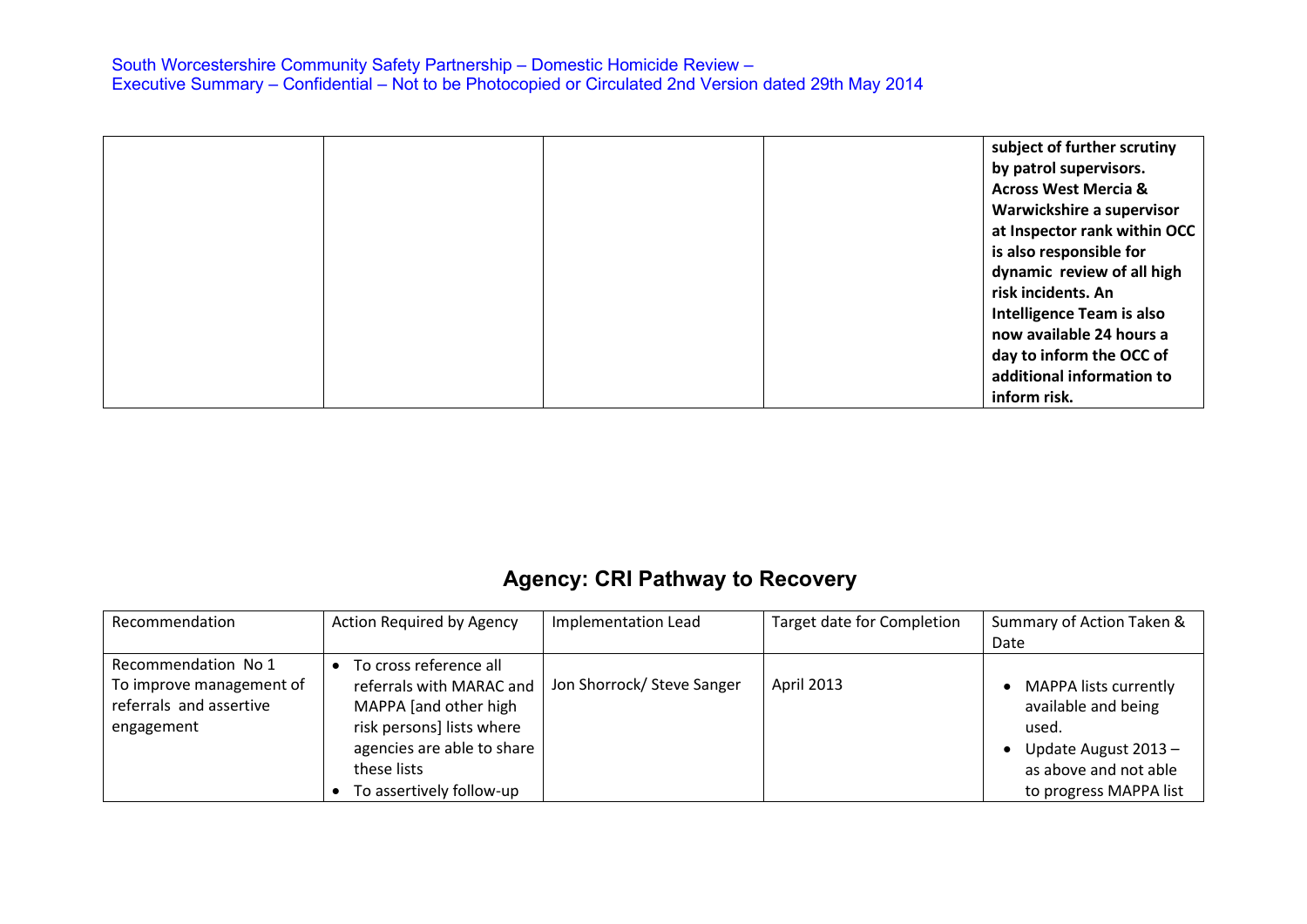| | | | | **subject of further scrutiny by patrol supervisors. Across West Mercia & Warwickshire a supervisor at Inspector rank within OCC is also responsible for dynamic review of all high risk incidents. An Intelligence Team is also now available 24 hours a day to inform the OCC of additional information to inform risk.** |
|---|---|---|---|---|

## Agency: CRI Pathway to Recovery

| Recommendation | Action Required by Agency | Implementation Lead | Target date for Completion | Summary of Action Taken & Date |
|---|---|---|---|---|
| Recommendation No 1 To improve management of referrals and assertive engagement | • To cross reference all referrals with MARAC and MAPPA [and other high risk persons] lists where agencies are able to share these lists<br>• To assertively follow-up | Jon Shorrock/ Steve Sanger | April 2013 | • MAPPA lists currently available and being used.<br>• Update August 2013 – as above and not able to progress MAPPA list |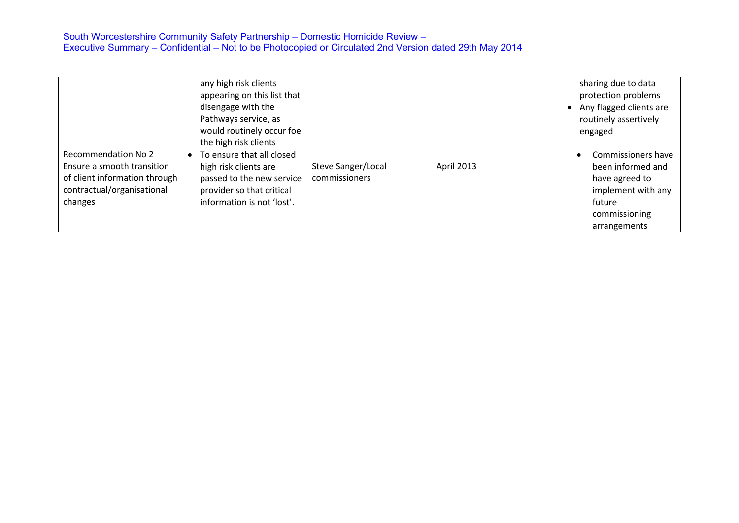| | | | | |
|---|---|---|---|---|
| | any high risk clients appearing on this list that disengage with the Pathways service, as would routinely occur foe the high risk clients | | | sharing due to data protection problems<br>• Any flagged clients are routinely assertively engaged |
| Recommendation No 2<br>Ensure a smooth transition of client information through contractual/organisational changes | • To ensure that all closed high risk clients are passed to the new service provider so that critical information is not 'lost'. | Steve Sanger/Local commissioners | April 2013 | • Commissioners have been informed and have agreed to implement with any future commissioning arrangements |